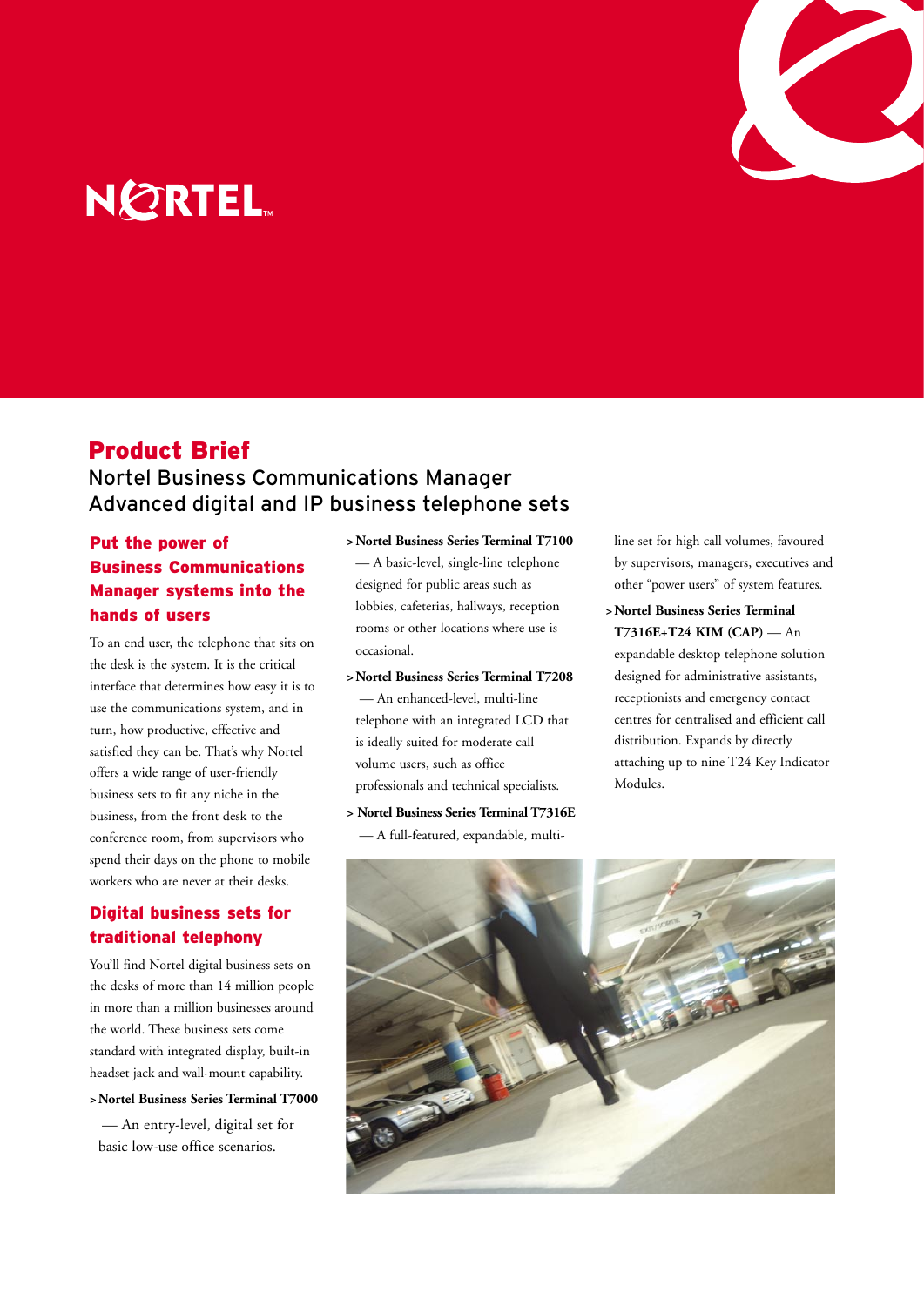NORTEL

# Product Brief

## Nortel Business Communications Manager
## Advanced digital and IP business telephone sets

### Put the power of Business Communications Manager systems into the hands of users

To an end user, the telephone that sits on the desk is the system. It is the critical interface that determines how easy it is to use the communications system, and in turn, how productive, effective and satisfied they can be. That's why Nortel offers a wide range of user-friendly business sets to fit any niche in the business, from the front desk to the conference room, from supervisors who spend their days on the phone to mobile workers who are never at their desks.

### Digital business sets for traditional telephony

You'll find Nortel digital business sets on the desks of more than 14 million people in more than a million businesses around the world. These business sets come standard with integrated display, built-in headset jack and wall-mount capability.

- **Nortel Business Series Terminal T7000** — An entry-level, digital set for basic low-use office scenarios.
- **Nortel Business Series Terminal T7100** — A basic-level, single-line telephone designed for public areas such as lobbies, cafeterias, hallways, reception rooms or other locations where use is occasional.
- **Nortel Business Series Terminal T7208** — An enhanced-level, multi-line telephone with an integrated LCD that is ideally suited for moderate call volume users, such as office professionals and technical specialists.
- **Nortel Business Series Terminal T7316E** — A full-featured, expandable, multi-line set for high call volumes, favoured by supervisors, managers, executives and other "power users" of system features.
- **Nortel Business Series Terminal T7316E+T24 KIM (CAP)** — An expandable desktop telephone solution designed for administrative assistants, receptionists and emergency contact centres for centralised and efficient call distribution. Expands by directly attaching up to nine T24 Key Indicator Modules.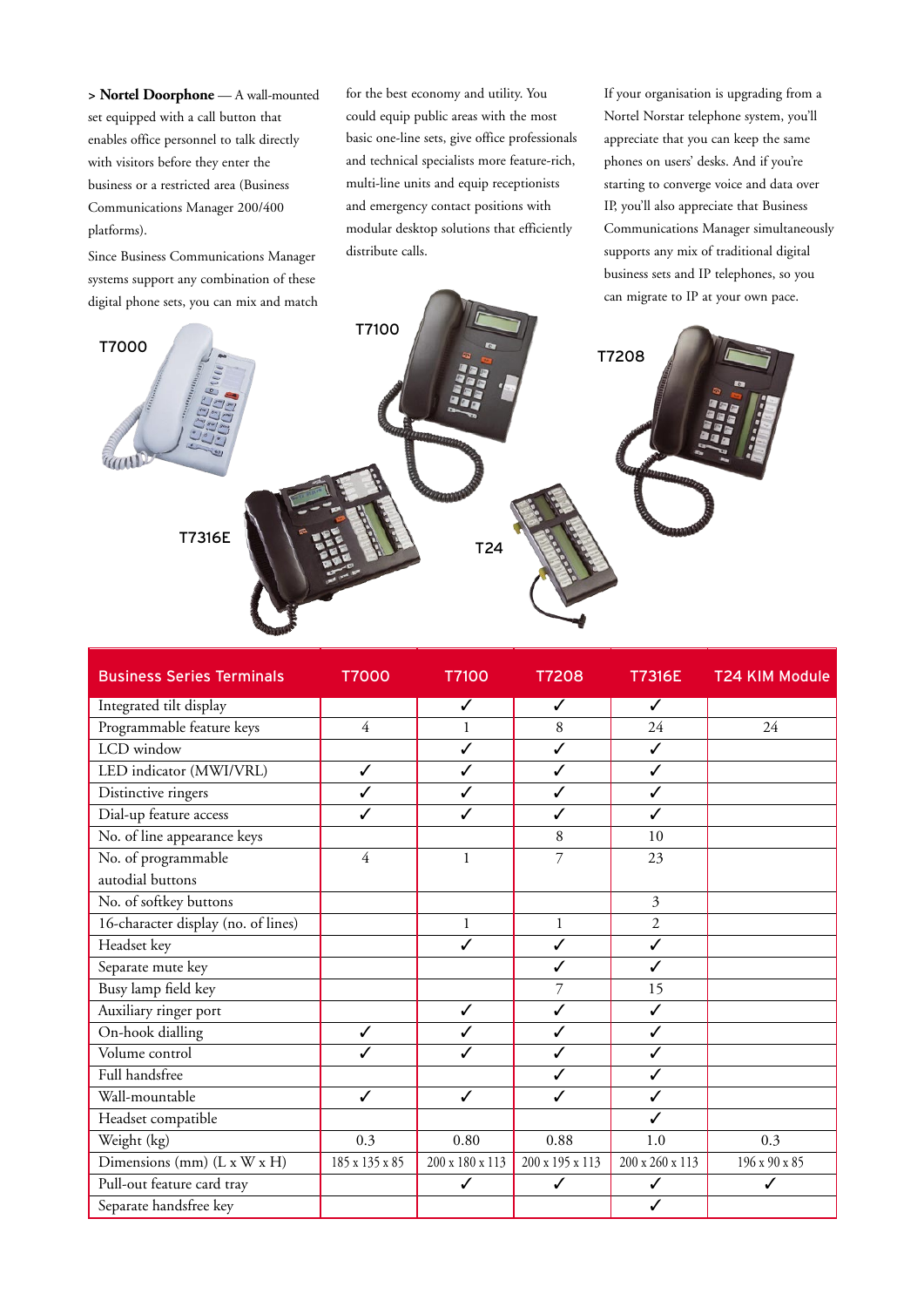> **Nortel Doorphone** — A wall-mounted set equipped with a call button that enables office personnel to talk directly with visitors before they enter the business or a restricted area (Business Communications Manager 200/400 platforms).

Since Business Communications Manager systems support any combination of these digital phone sets, you can mix and match for the best economy and utility. You could equip public areas with the most basic one-line sets, give office professionals and technical specialists more feature-rich, multi-line units and equip receptionists and emergency contact positions with modular desktop solutions that efficiently distribute calls.

If your organisation is upgrading from a Nortel Norstar telephone system, you'll appreciate that you can keep the same phones on users' desks. And if you're starting to converge voice and data over IP, you'll also appreciate that Business Communications Manager simultaneously supports any mix of traditional digital business sets and IP telephones, so you can migrate to IP at your own pace.

T7000

T7100

T7208

T7316E

T24

| Business Series Terminals | T7000 | T7100 | T7208 | T7316E | T24 KIM Module |
|---|---|---|---|---|---|
| Integrated tilt display | | ✓ | ✓ | ✓ | |
| Programmable feature keys | 4 | 1 | 8 | 24 | 24 |
| LCD window | | ✓ | ✓ | ✓ | |
| LED indicator (MWI/VRL) | ✓ | ✓ | ✓ | ✓ | |
| Distinctive ringers | ✓ | ✓ | ✓ | ✓ | |
| Dial-up feature access | ✓ | ✓ | ✓ | ✓ | |
| No. of line appearance keys | | | 8 | 10 | |
| No. of programmable autodial buttons | 4 | 1 | 7 | 23 | |
| No. of softkey buttons | | | | 3 | |
| 16-character display (no. of lines) | | 1 | 1 | 2 | |
| Headset key | | ✓ | ✓ | ✓ | |
| Separate mute key | | | ✓ | ✓ | |
| Busy lamp field key | | | 7 | 15 | |
| Auxiliary ringer port | | ✓ | ✓ | ✓ | |
| On-hook dialling | ✓ | ✓ | ✓ | ✓ | |
| Volume control | ✓ | ✓ | ✓ | ✓ | |
| Full handsfree | | | ✓ | ✓ | |
| Wall-mountable | ✓ | ✓ | ✓ | ✓ | |
| Headset compatible | | | | ✓ | |
| Weight (kg) | 0.3 | 0.80 | 0.88 | 1.0 | 0.3 |
| Dimensions (mm) (L x W x H) | 185 x 135 x 85 | 200 x 180 x 113 | 200 x 195 x 113 | 200 x 260 x 113 | 196 x 90 x 85 |
| Pull-out feature card tray | | ✓ | ✓ | ✓ | ✓ |
| Separate handsfree key | | | | ✓ | |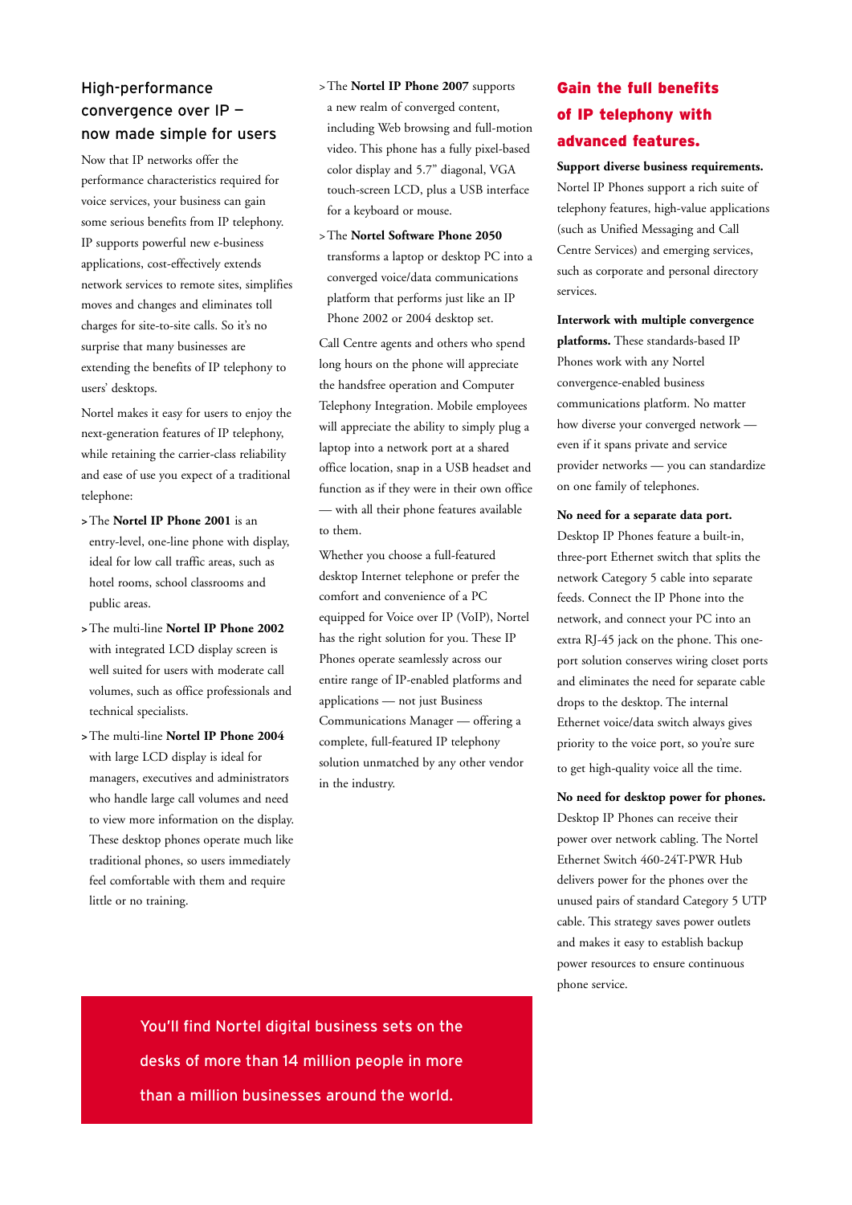## High-performance convergence over IP — now made simple for users

Now that IP networks offer the performance characteristics required for voice services, your business can gain some serious benefits from IP telephony. IP supports powerful new e-business applications, cost-effectively extends network services to remote sites, simplifies moves and changes and eliminates toll charges for site-to-site calls. So it's no surprise that many businesses are extending the benefits of IP telephony to users' desktops.

Nortel makes it easy for users to enjoy the next-generation features of IP telephony, while retaining the carrier-class reliability and ease of use you expect of a traditional telephone:

- The **Nortel IP Phone 2001** is an entry-level, one-line phone with display, ideal for low call traffic areas, such as hotel rooms, school classrooms and public areas.
- The multi-line **Nortel IP Phone 2002** with integrated LCD display screen is well suited for users with moderate call volumes, such as office professionals and technical specialists.
- The multi-line **Nortel IP Phone 2004** with large LCD display is ideal for managers, executives and administrators who handle large call volumes and need to view more information on the display. These desktop phones operate much like traditional phones, so users immediately feel comfortable with them and require little or no training.
- The **Nortel IP Phone 2007** supports a new realm of converged content, including Web browsing and full-motion video. This phone has a fully pixel-based color display and 5.7" diagonal, VGA touch-screen LCD, plus a USB interface for a keyboard or mouse.
- The **Nortel Software Phone 2050** transforms a laptop or desktop PC into a converged voice/data communications platform that performs just like an IP Phone 2002 or 2004 desktop set.

Call Centre agents and others who spend long hours on the phone will appreciate the handsfree operation and Computer Telephony Integration. Mobile employees will appreciate the ability to simply plug a laptop into a network port at a shared office location, snap in a USB headset and function as if they were in their own office — with all their phone features available to them.

Whether you choose a full-featured desktop Internet telephone or prefer the comfort and convenience of a PC equipped for Voice over IP (VoIP), Nortel has the right solution for you. These IP Phones operate seamlessly across our entire range of IP-enabled platforms and applications — not just Business Communications Manager — offering a complete, full-featured IP telephony solution unmatched by any other vendor in the industry.

## Gain the full benefits of IP telephony with advanced features.

**Support diverse business requirements.** Nortel IP Phones support a rich suite of telephony features, high-value applications (such as Unified Messaging and Call Centre Services) and emerging services, such as corporate and personal directory services.

**Interwork with multiple convergence platforms.** These standards-based IP Phones work with any Nortel convergence-enabled business communications platform. No matter how diverse your converged network — even if it spans private and service provider networks — you can standardize on one family of telephones.

**No need for a separate data port.** Desktop IP Phones feature a built-in, three-port Ethernet switch that splits the network Category 5 cable into separate feeds. Connect the IP Phone into the network, and connect your PC into an extra RJ-45 jack on the phone. This one-port solution conserves wiring closet ports and eliminates the need for separate cable drops to the desktop. The internal Ethernet voice/data switch always gives priority to the voice port, so you're sure to get high-quality voice all the time.

**No need for desktop power for phones.** Desktop IP Phones can receive their power over network cabling. The Nortel Ethernet Switch 460-24T-PWR Hub delivers power for the phones over the unused pairs of standard Category 5 UTP cable. This strategy saves power outlets and makes it easy to establish backup power resources to ensure continuous phone service.

You'll find Nortel digital business sets on the desks of more than 14 million people in more than a million businesses around the world.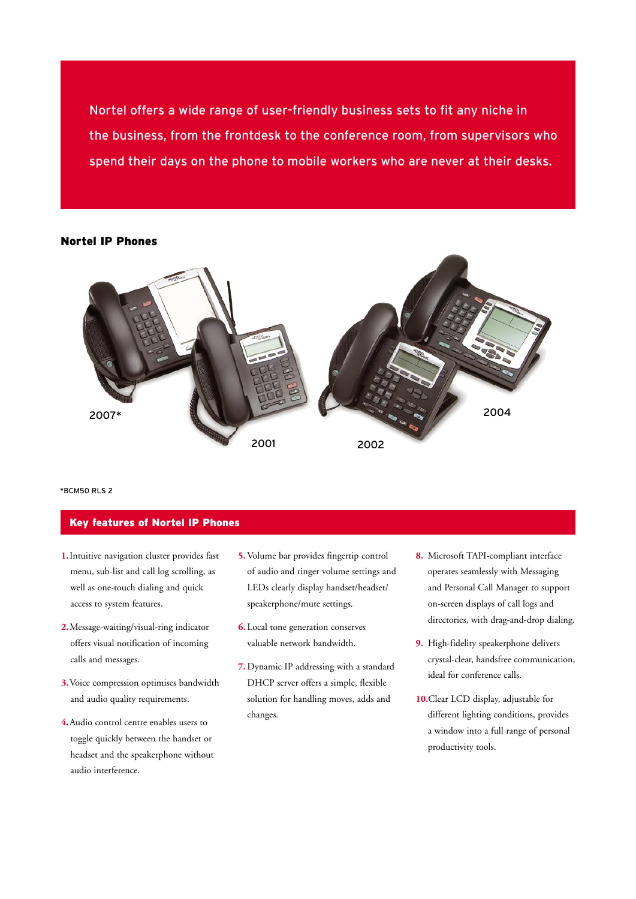Nortel offers a wide range of user-friendly business sets to fit any niche in the business, from the frontdesk to the conference room, from supervisors who spend their days on the phone to mobile workers who are never at their desks.

## Nortel IP Phones

2007*

2001

2002

2004

*BCM50 RLS 2

## Key features of Nortel IP Phones

1. Intuitive navigation cluster provides fast menu, sub-list and call log scrolling, as well as one-touch dialing and quick access to system features.
2. Message-waiting/visual-ring indicator offers visual notification of incoming calls and messages.
3. Voice compression optimises bandwidth and audio quality requirements.
4. Audio control centre enables users to toggle quickly between the handset or headset and the speakerphone without audio interference.
5. Volume bar provides fingertip control of audio and ringer volume settings and LEDs clearly display handset/headset/speakerphone/mute settings.
6. Local tone generation conserves valuable network bandwidth.
7. Dynamic IP addressing with a standard DHCP server offers a simple, flexible solution for handling moves, adds and changes.
8. Microsoft TAPI-compliant interface operates seamlessly with Messaging and Personal Call Manager to support on-screen displays of call logs and directories, with drag-and-drop dialing.
9. High-fidelity speakerphone delivers crystal-clear, handsfree communication, ideal for conference calls.
10. Clear LCD display, adjustable for different lighting conditions, provides a window into a full range of personal productivity tools.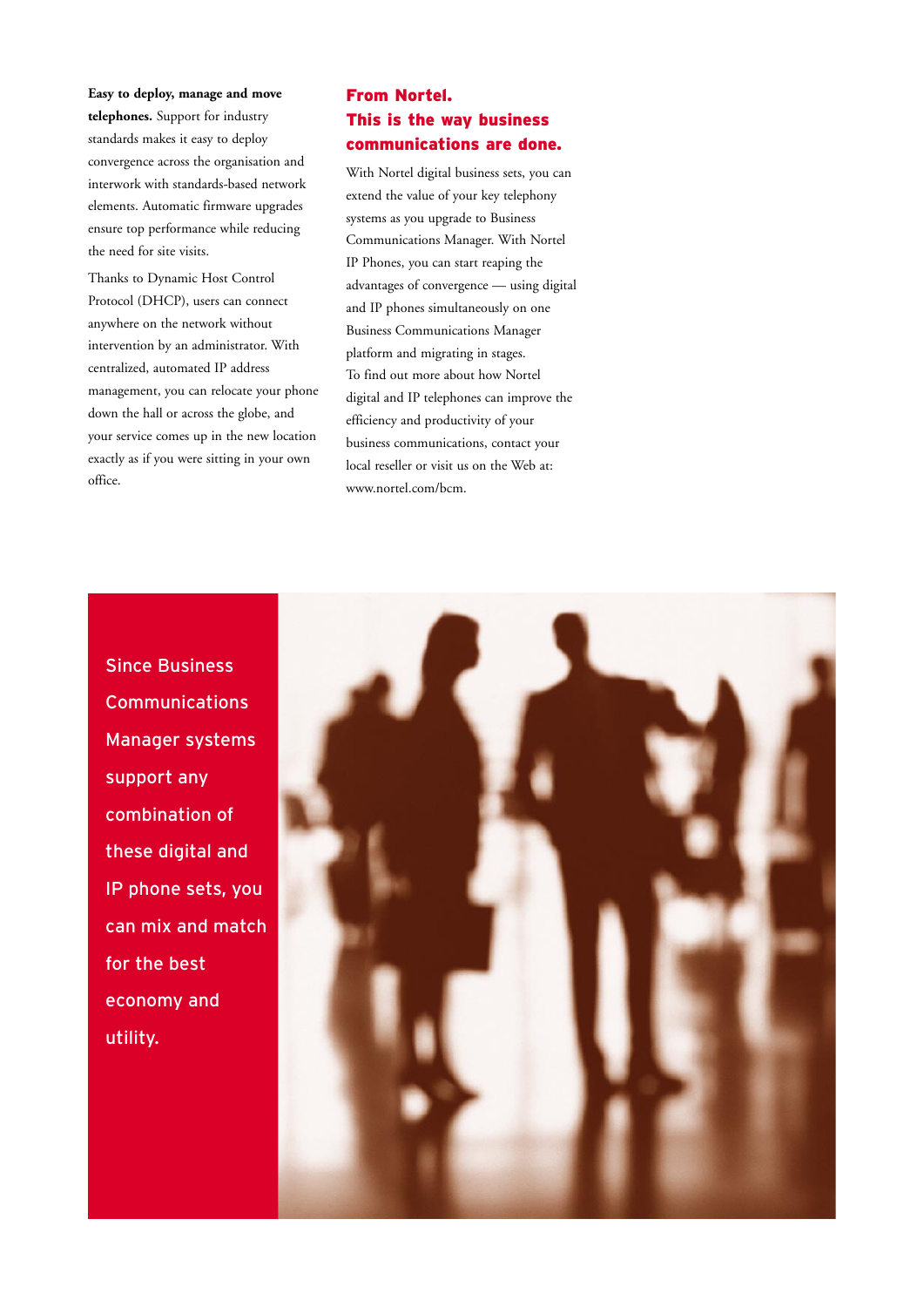**Easy to deploy, manage and move telephones.** Support for industry standards makes it easy to deploy convergence across the organisation and interwork with standards-based network elements. Automatic firmware upgrades ensure top performance while reducing the need for site visits.

Thanks to Dynamic Host Control Protocol (DHCP), users can connect anywhere on the network without intervention by an administrator. With centralized, automated IP address management, you can relocate your phone down the hall or across the globe, and your service comes up in the new location exactly as if you were sitting in your own office.

## From Nortel. This is the way business communications are done.

With Nortel digital business sets, you can extend the value of your key telephony systems as you upgrade to Business Communications Manager. With Nortel IP Phones, you can start reaping the advantages of convergence — using digital and IP phones simultaneously on one Business Communications Manager platform and migrating in stages. To find out more about how Nortel digital and IP telephones can improve the efficiency and productivity of your business communications, contact your local reseller or visit us on the Web at: www.nortel.com/bcm.

Since Business Communications Manager systems support any combination of these digital and IP phone sets, you can mix and match for the best economy and utility.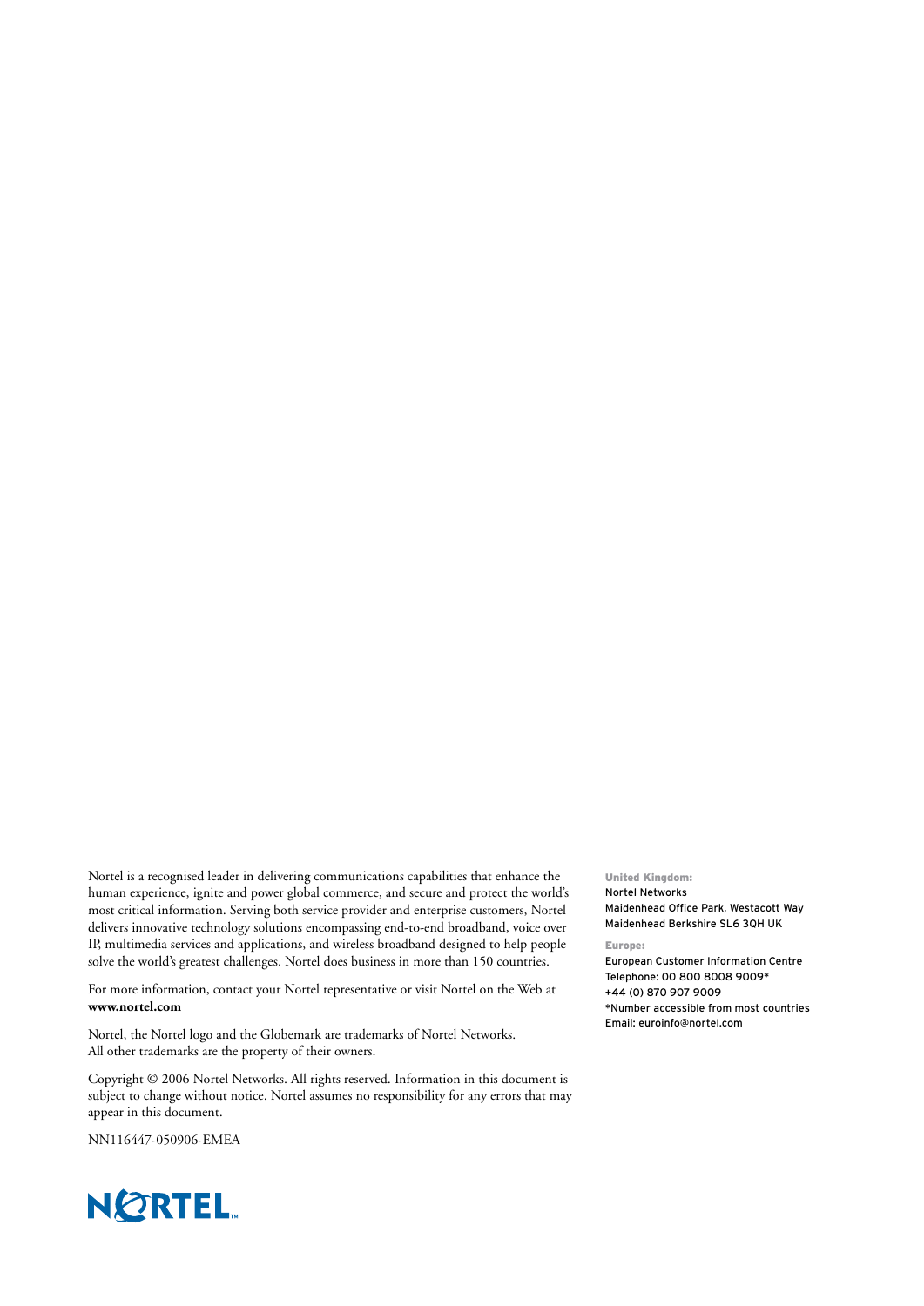Nortel is a recognised leader in delivering communications capabilities that enhance the human experience, ignite and power global commerce, and secure and protect the world's most critical information. Serving both service provider and enterprise customers, Nortel delivers innovative technology solutions encompassing end-to-end broadband, voice over IP, multimedia services and applications, and wireless broadband designed to help people solve the world's greatest challenges. Nortel does business in more than 150 countries.

For more information, contact your Nortel representative or visit Nortel on the Web at **www.nortel.com**

Nortel, the Nortel logo and the Globemark are trademarks of Nortel Networks.
All other trademarks are the property of their owners.

Copyright © 2006 Nortel Networks. All rights reserved. Information in this document is subject to change without notice. Nortel assumes no responsibility for any errors that may appear in this document.

NN116447-050906-EMEA

NORTEL

**United Kingdom:**
Nortel Networks
Maidenhead Office Park, Westacott Way
Maidenhead Berkshire SL6 3QH UK

**Europe:**
European Customer Information Centre
Telephone: 00 800 8008 9009*
+44 (0) 870 907 9009
*Number accessible from most countries
Email: euroinfo@nortel.com